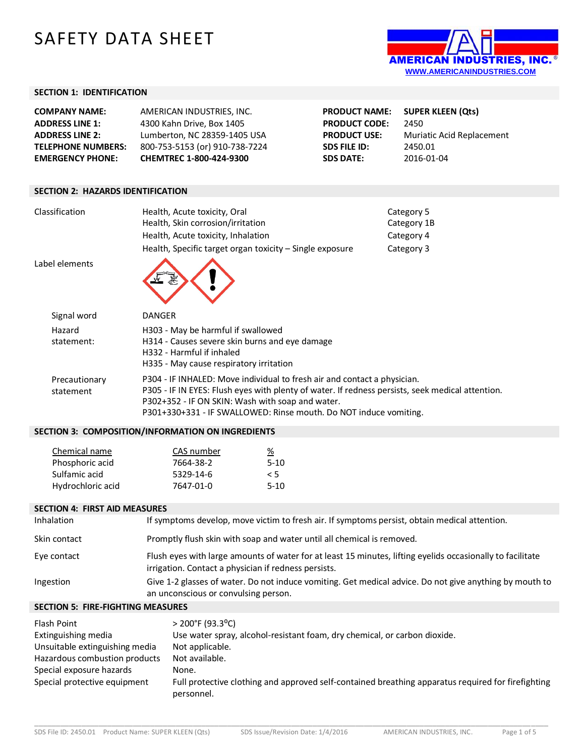# SAFETY DATA SHEET

AMERICAN INDUSTRIES, INC.®
WWW.AMERICANINDUSTRIES.COM

## SECTION 1: IDENTIFICATION

| | | | |
|---|---|---|---|
| **COMPANY NAME:** | AMERICAN INDUSTRIES, INC. | **PRODUCT NAME:** | **SUPER KLEEN (Qts)** |
| **ADDRESS LINE 1:** | 4300 Kahn Drive, Box 1405 | **PRODUCT CODE:** | 2450 |
| **ADDRESS LINE 2:** | Lumberton, NC 28359-1405 USA | **PRODUCT USE:** | Muriatic Acid Replacement |
| **TELEPHONE NUMBERS:** | 800-753-5153 (or) 910-738-7224 | **SDS FILE ID:** | 2450.01 |
| **EMERGENCY PHONE:** | **CHEMTREC 1-800-424-9300** | **SDS DATE:** | 2016-01-04 |

## SECTION 2: HAZARDS IDENTIFICATION

| | | |
|---|---|---|
| Classification | Health, Acute toxicity, Oral | Category 5 |
| | Health, Skin corrosion/irritation | Category 1B |
| | Health, Acute toxicity, Inhalation | Category 4 |
| | Health, Specific target organ toxicity – Single exposure | Category 3 |

Label elements

Signal word: DANGER

Hazard statement:
H303 - May be harmful if swallowed
H314 - Causes severe skin burns and eye damage
H332 - Harmful if inhaled
H335 - May cause respiratory irritation

Precautionary statement:
P304 - IF INHALED: Move individual to fresh air and contact a physician.
P305 - IF IN EYES: Flush eyes with plenty of water. If redness persists, seek medical attention.
P302+352 - IF ON SKIN: Wash with soap and water.
P301+330+331 - IF SWALLOWED: Rinse mouth. Do NOT induce vomiting.

## SECTION 3: COMPOSITION/INFORMATION ON INGREDIENTS

| Chemical name | CAS number | % |
|---|---|---|
| Phosphoric acid | 7664-38-2 | 5-10 |
| Sulfamic acid | 5329-14-6 | < 5 |
| Hydrochloric acid | 7647-01-0 | 5-10 |

## SECTION 4: FIRST AID MEASURES

| | |
|---|---|
| Inhalation | If symptoms develop, move victim to fresh air. If symptoms persist, obtain medical attention. |
| Skin contact | Promptly flush skin with soap and water until all chemical is removed. |
| Eye contact | Flush eyes with large amounts of water for at least 15 minutes, lifting eyelids occasionally to facilitate irrigation. Contact a physician if redness persists. |
| Ingestion | Give 1-2 glasses of water. Do not induce vomiting. Get medical advice. Do not give anything by mouth to an unconscious or convulsing person. |

## SECTION 5: FIRE-FIGHTING MEASURES

| | |
|---|---|
| Flash Point | > 200°F (93.3°C) |
| Extinguishing media | Use water spray, alcohol-resistant foam, dry chemical, or carbon dioxide. |
| Unsuitable extinguishing media | Not applicable. |
| Hazardous combustion products | Not available. |
| Special exposure hazards | None. |
| Special protective equipment | Full protective clothing and approved self-contained breathing apparatus required for firefighting personnel. |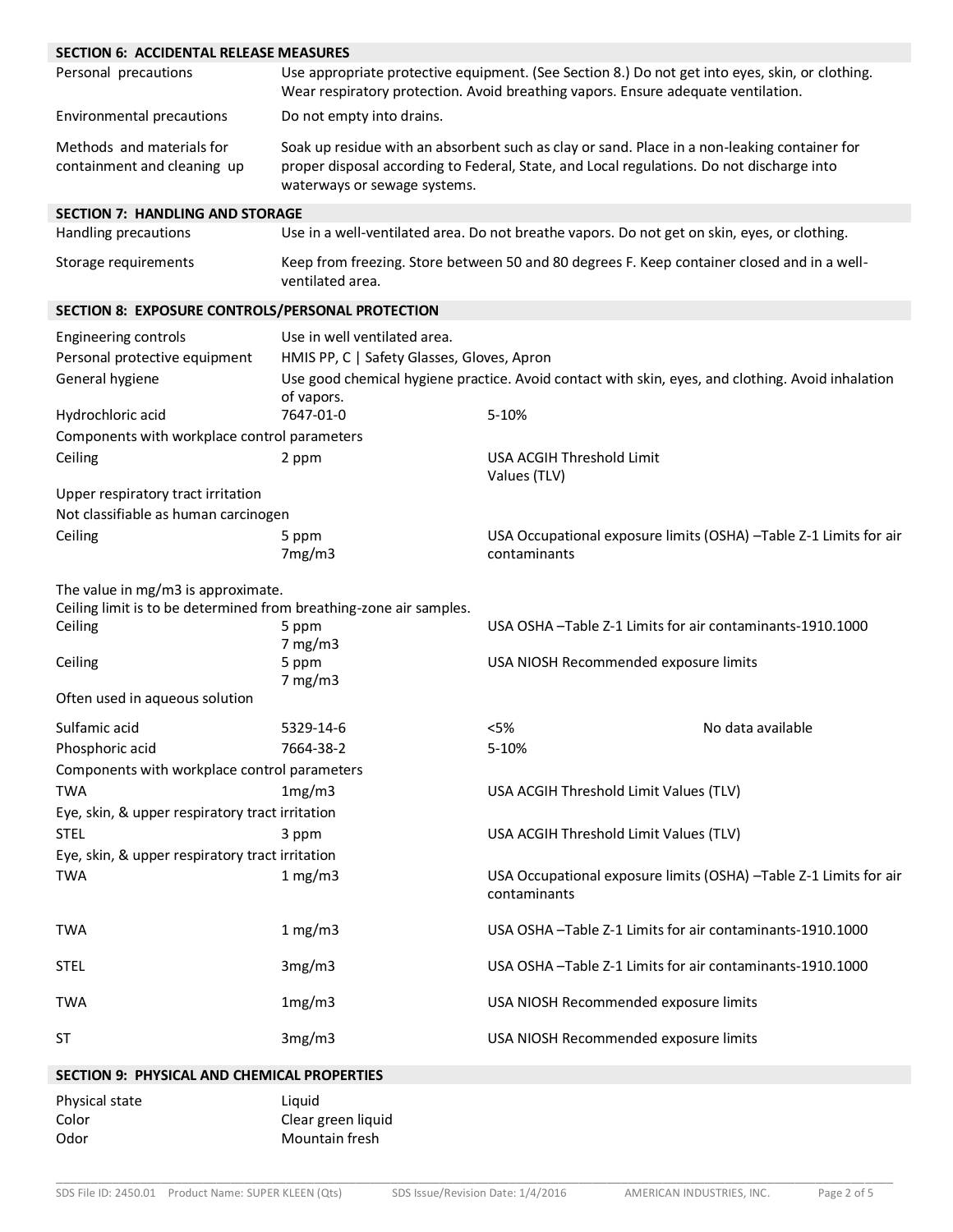## SECTION 6: ACCIDENTAL RELEASE MEASURES

| | |
|---|---|
| Personal precautions | Use appropriate protective equipment. (See Section 8.) Do not get into eyes, skin, or clothing. Wear respiratory protection. Avoid breathing vapors. Ensure adequate ventilation. |
| Environmental precautions | Do not empty into drains. |
| Methods and materials for containment and cleaning up | Soak up residue with an absorbent such as clay or sand. Place in a non-leaking container for proper disposal according to Federal, State, and Local regulations. Do not discharge into waterways or sewage systems. |

## SECTION 7: HANDLING AND STORAGE

| | |
|---|---|
| Handling precautions | Use in a well-ventilated area. Do not breathe vapors. Do not get on skin, eyes, or clothing. |
| Storage requirements | Keep from freezing. Store between 50 and 80 degrees F. Keep container closed and in a well-ventilated area. |

## SECTION 8: EXPOSURE CONTROLS/PERSONAL PROTECTION

| | |
|---|---|
| Engineering controls | Use in well ventilated area. |
| Personal protective equipment | HMIS PP, C \| Safety Glasses, Gloves, Apron |
| General hygiene | Use good chemical hygiene practice. Avoid contact with skin, eyes, and clothing. Avoid inhalation of vapors. |

| | | | |
|---|---|---|---|
| Hydrochloric acid | 7647-01-0 | 5-10% | |
| Components with workplace control parameters | | | |
| Ceiling | 2 ppm | USA ACGIH Threshold Limit Values (TLV) | |
| Upper respiratory tract irritation | | | |
| Not classifiable as human carcinogen | | | |
| Ceiling | 5 ppm<br>7mg/m3 | USA Occupational exposure limits (OSHA) –Table Z-1 Limits for air contaminants | |
| The value in mg/m3 is approximate.<br>Ceiling limit is to be determined from breathing-zone air samples. | | | |
| Ceiling | 5 ppm<br>7 mg/m3 | USA OSHA –Table Z-1 Limits for air contaminants-1910.1000 | |
| Ceiling | 5 ppm<br>7 mg/m3 | USA NIOSH Recommended exposure limits | |
| Often used in aqueous solution | | | |
| Sulfamic acid | 5329-14-6 | <5% | No data available |
| Phosphoric acid | 7664-38-2 | 5-10% | |
| Components with workplace control parameters | | | |
| TWA | 1mg/m3 | USA ACGIH Threshold Limit Values (TLV) | |
| Eye, skin, & upper respiratory tract irritation | | | |
| STEL | 3 ppm | USA ACGIH Threshold Limit Values (TLV) | |
| Eye, skin, & upper respiratory tract irritation | | | |
| TWA | 1 mg/m3 | USA Occupational exposure limits (OSHA) –Table Z-1 Limits for air contaminants | |
| TWA | 1 mg/m3 | USA OSHA –Table Z-1 Limits for air contaminants-1910.1000 | |
| STEL | 3mg/m3 | USA OSHA –Table Z-1 Limits for air contaminants-1910.1000 | |
| TWA | 1mg/m3 | USA NIOSH Recommended exposure limits | |
| ST | 3mg/m3 | USA NIOSH Recommended exposure limits | |

## SECTION 9: PHYSICAL AND CHEMICAL PROPERTIES

| | |
|---|---|
| Physical state | Liquid |
| Color | Clear green liquid |
| Odor | Mountain fresh |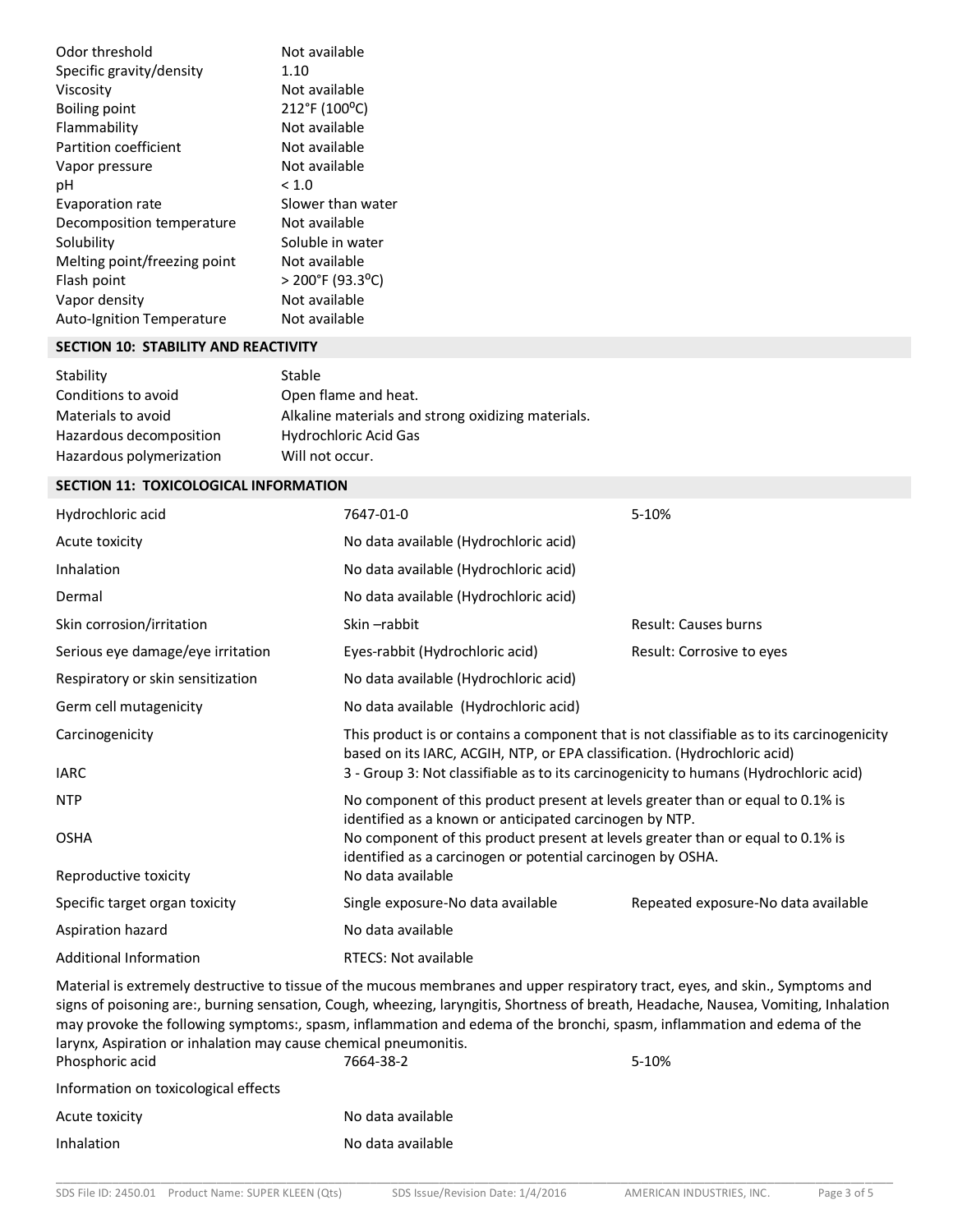| | |
|---|---|
| Odor threshold | Not available |
| Specific gravity/density | 1.10 |
| Viscosity | Not available |
| Boiling point | 212°F (100°C) |
| Flammability | Not available |
| Partition coefficient | Not available |
| Vapor pressure | Not available |
| pH | < 1.0 |
| Evaporation rate | Slower than water |
| Decomposition temperature | Not available |
| Solubility | Soluble in water |
| Melting point/freezing point | Not available |
| Flash point | > 200°F (93.3°C) |
| Vapor density | Not available |
| Auto-Ignition Temperature | Not available |

## SECTION 10: STABILITY AND REACTIVITY

| | |
|---|---|
| Stability | Stable |
| Conditions to avoid | Open flame and heat. |
| Materials to avoid | Alkaline materials and strong oxidizing materials. |
| Hazardous decomposition | Hydrochloric Acid Gas |
| Hazardous polymerization | Will not occur. |

## SECTION 11: TOXICOLOGICAL INFORMATION

| | | |
|---|---|---|
| Hydrochloric acid | 7647-01-0 | 5-10% |
| Acute toxicity | No data available (Hydrochloric acid) | |
| Inhalation | No data available (Hydrochloric acid) | |
| Dermal | No data available (Hydrochloric acid) | |
| Skin corrosion/irritation | Skin –rabbit | Result: Causes burns |
| Serious eye damage/eye irritation | Eyes-rabbit (Hydrochloric acid) | Result: Corrosive to eyes |
| Respiratory or skin sensitization | No data available (Hydrochloric acid) | |
| Germ cell mutagenicity | No data available (Hydrochloric acid) | |
| Carcinogenicity | This product is or contains a component that is not classifiable as to its carcinogenicity based on its IARC, ACGIH, NTP, or EPA classification. (Hydrochloric acid) | |
| IARC | 3 - Group 3: Not classifiable as to its carcinogenicity to humans (Hydrochloric acid) | |
| NTP | No component of this product present at levels greater than or equal to 0.1% is identified as a known or anticipated carcinogen by NTP. | |
| OSHA | No component of this product present at levels greater than or equal to 0.1% is identified as a carcinogen or potential carcinogen by OSHA. | |
| Reproductive toxicity | No data available | |
| Specific target organ toxicity | Single exposure-No data available | Repeated exposure-No data available |
| Aspiration hazard | No data available | |
| Additional Information | RTECS: Not available | |

Material is extremely destructive to tissue of the mucous membranes and upper respiratory tract, eyes, and skin., Symptoms and signs of poisoning are:, burning sensation, Cough, wheezing, laryngitis, Shortness of breath, Headache, Nausea, Vomiting, Inhalation may provoke the following symptoms:, spasm, inflammation and edema of the bronchi, spasm, inflammation and edema of the larynx, Aspiration or inhalation may cause chemical pneumonitis.

| | | |
|---|---|---|
| Phosphoric acid | 7664-38-2 | 5-10% |
| Information on toxicological effects | | |
| Acute toxicity | No data available | |
| Inhalation | No data available | |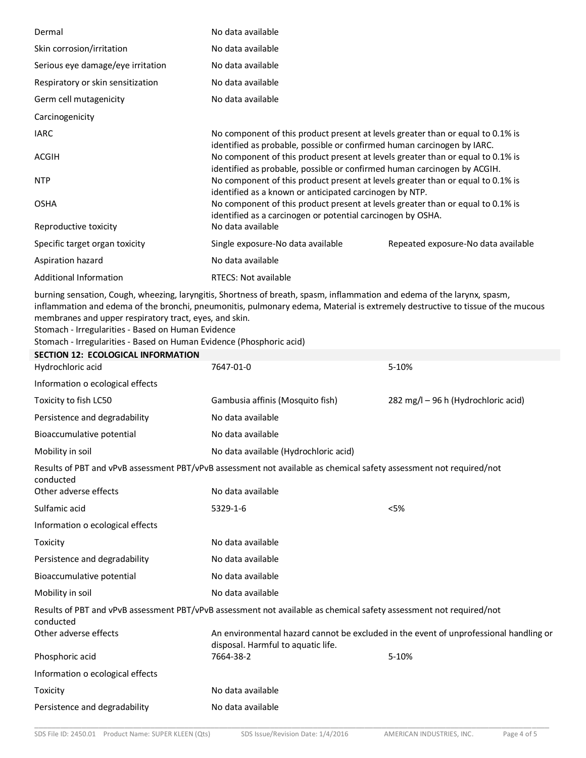| | | |
|---|---|---|
| Dermal | No data available | |
| Skin corrosion/irritation | No data available | |
| Serious eye damage/eye irritation | No data available | |
| Respiratory or skin sensitization | No data available | |
| Germ cell mutagenicity | No data available | |
| Carcinogenicity | | |
| IARC | No component of this product present at levels greater than or equal to 0.1% is identified as probable, possible or confirmed human carcinogen by IARC. | |
| ACGIH | No component of this product present at levels greater than or equal to 0.1% is identified as probable, possible or confirmed human carcinogen by ACGIH. | |
| NTP | No component of this product present at levels greater than or equal to 0.1% is identified as a known or anticipated carcinogen by NTP. | |
| OSHA | No component of this product present at levels greater than or equal to 0.1% is identified as a carcinogen or potential carcinogen by OSHA. | |
| Reproductive toxicity | No data available | |
| Specific target organ toxicity | Single exposure-No data available | Repeated exposure-No data available |
| Aspiration hazard | No data available | |
| Additional Information | RTECS: Not available | |

burning sensation, Cough, wheezing, laryngitis, Shortness of breath, spasm, inflammation and edema of the larynx, spasm, inflammation and edema of the bronchi, pneumonitis, pulmonary edema, Material is extremely destructive to tissue of the mucous membranes and upper respiratory tract, eyes, and skin.
Stomach - Irregularities - Based on Human Evidence
Stomach - Irregularities - Based on Human Evidence (Phosphoric acid)

## SECTION 12: ECOLOGICAL INFORMATION

| | | |
|---|---|---|
| Hydrochloric acid | 7647-01-0 | 5-10% |
| Information o ecological effects | | |
| Toxicity to fish LC50 | Gambusia affinis (Mosquito fish) | 282 mg/l – 96 h (Hydrochloric acid) |
| Persistence and degradability | No data available | |
| Bioaccumulative potential | No data available | |
| Mobility in soil | No data available (Hydrochloric acid) | |

Results of PBT and vPvB assessment PBT/vPvB assessment not available as chemical safety assessment not required/not conducted

| | | |
|---|---|---|
| Other adverse effects | No data available | |
| Sulfamic acid | 5329-1-6 | <5% |
| Information o ecological effects | | |
| Toxicity | No data available | |
| Persistence and degradability | No data available | |
| Bioaccumulative potential | No data available | |
| Mobility in soil | No data available | |

Results of PBT and vPvB assessment PBT/vPvB assessment not available as chemical safety assessment not required/not conducted

| | | |
|---|---|---|
| Other adverse effects | An environmental hazard cannot be excluded in the event of unprofessional handling or disposal. Harmful to aquatic life. | |
| Phosphoric acid | 7664-38-2 | 5-10% |
| Information o ecological effects | | |
| Toxicity | No data available | |
| Persistence and degradability | No data available | |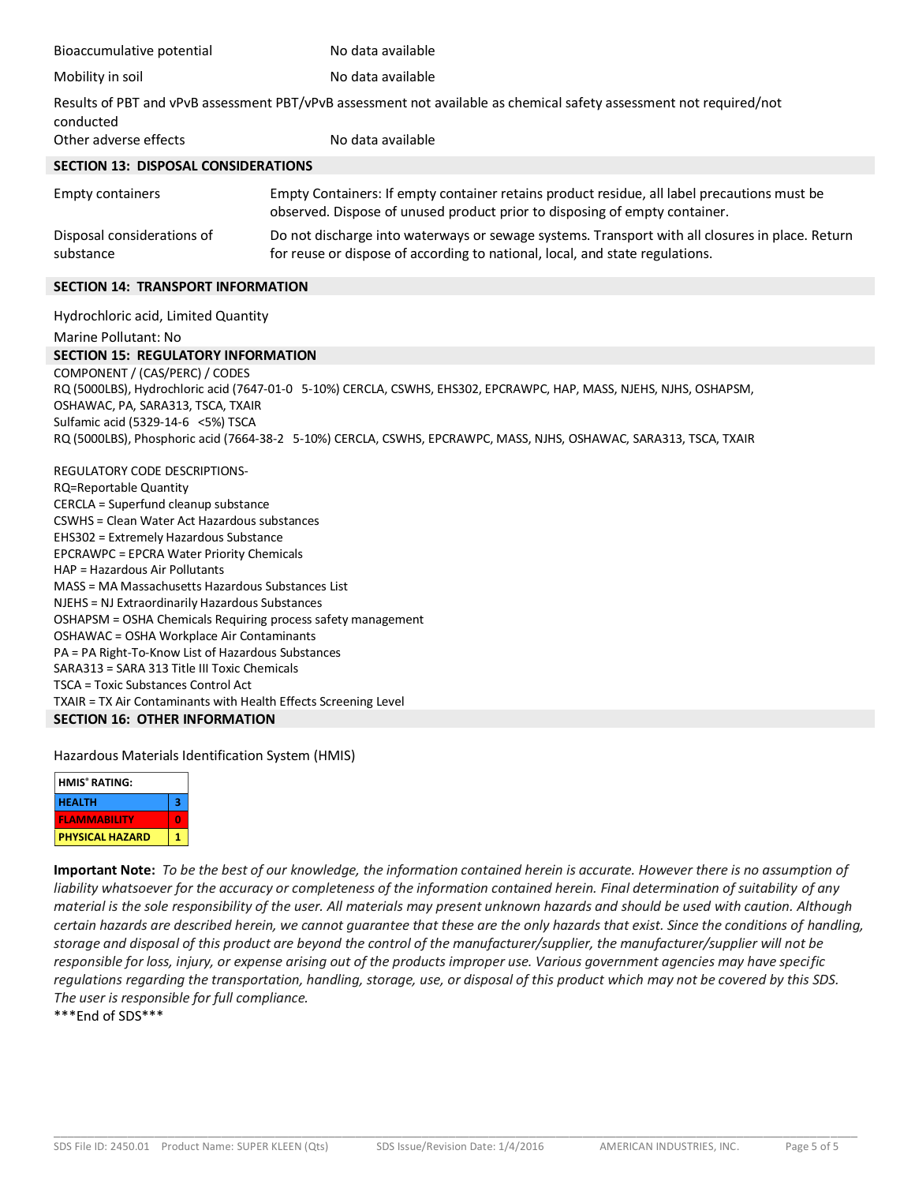| | |
|---|---|
| Bioaccumulative potential | No data available |
| Mobility in soil | No data available |

Results of PBT and vPvB assessment PBT/vPvB assessment not available as chemical safety assessment not required/not conducted

| | |
|---|---|
| Other adverse effects | No data available |

## SECTION 13: DISPOSAL CONSIDERATIONS

| | |
|---|---|
| Empty containers | Empty Containers: If empty container retains product residue, all label precautions must be observed. Dispose of unused product prior to disposing of empty container. |
| Disposal considerations of substance | Do not discharge into waterways or sewage systems. Transport with all closures in place. Return for reuse or dispose of according to national, local, and state regulations. |

## SECTION 14: TRANSPORT INFORMATION

Hydrochloric acid, Limited Quantity

Marine Pollutant: No

## SECTION 15: REGULATORY INFORMATION

COMPONENT / (CAS/PERC) / CODES
RQ (5000LBS), Hydrochloric acid (7647-01-0 5-10%) CERCLA, CSWHS, EHS302, EPCRAWPC, HAP, MASS, NJEHS, NJHS, OSHAPSM, OSHAWAC, PA, SARA313, TSCA, TXAIR
Sulfamic acid (5329-14-6 <5%) TSCA
RQ (5000LBS), Phosphoric acid (7664-38-2 5-10%) CERCLA, CSWHS, EPCRAWPC, MASS, NJHS, OSHAWAC, SARA313, TSCA, TXAIR

REGULATORY CODE DESCRIPTIONS-
RQ=Reportable Quantity
CERCLA = Superfund cleanup substance
CSWHS = Clean Water Act Hazardous substances
EHS302 = Extremely Hazardous Substance
EPCRAWPC = EPCRA Water Priority Chemicals
HAP = Hazardous Air Pollutants
MASS = MA Massachusetts Hazardous Substances List
NJEHS = NJ Extraordinarily Hazardous Substances
OSHAPSM = OSHA Chemicals Requiring process safety management
OSHAWAC = OSHA Workplace Air Contaminants
PA = PA Right-To-Know List of Hazardous Substances
SARA313 = SARA 313 Title III Toxic Chemicals
TSCA = Toxic Substances Control Act
TXAIR = TX Air Contaminants with Health Effects Screening Level

## SECTION 16: OTHER INFORMATION

Hazardous Materials Identification System (HMIS)

| HMIS® RATING: | |
|---|---|
| HEALTH | 3 |
| FLAMMABILITY | 0 |
| PHYSICAL HAZARD | 1 |

**Important Note:** *To be the best of our knowledge, the information contained herein is accurate. However there is no assumption of liability whatsoever for the accuracy or completeness of the information contained herein. Final determination of suitability of any material is the sole responsibility of the user. All materials may present unknown hazards and should be used with caution. Although certain hazards are described herein, we cannot guarantee that these are the only hazards that exist. Since the conditions of handling, storage and disposal of this product are beyond the control of the manufacturer/supplier, the manufacturer/supplier will not be responsible for loss, injury, or expense arising out of the products improper use. Various government agencies may have specific regulations regarding the transportation, handling, storage, use, or disposal of this product which may not be covered by this SDS. The user is responsible for full compliance.*

***End of SDS***